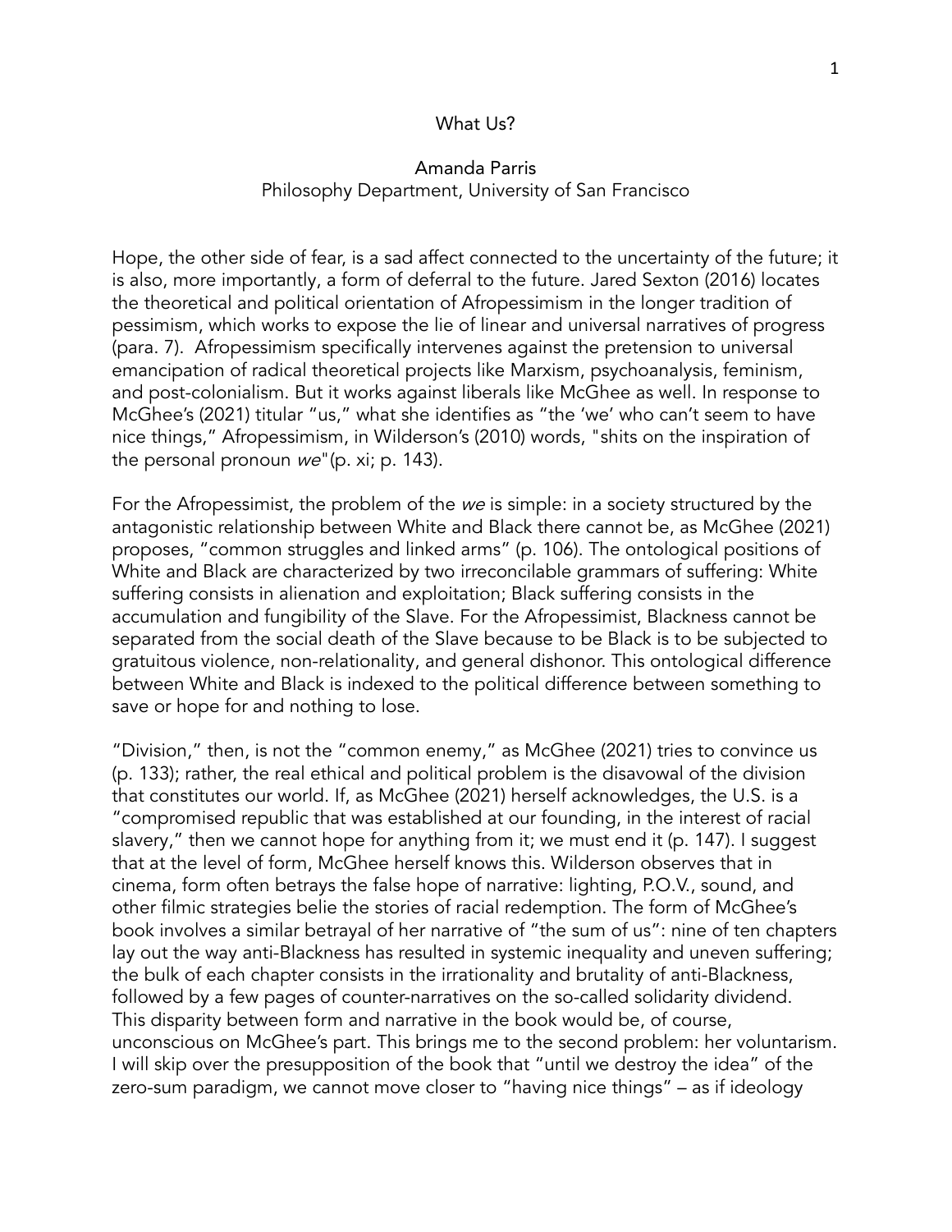# What Us?

Amanda Parris
Philosophy Department, University of San Francisco

Hope, the other side of fear, is a sad affect connected to the uncertainty of the future; it is also, more importantly, a form of deferral to the future. Jared Sexton (2016) locates the theoretical and political orientation of Afropessimism in the longer tradition of pessimism, which works to expose the lie of linear and universal narratives of progress (para. 7). Afropessimism specifically intervenes against the pretension to universal emancipation of radical theoretical projects like Marxism, psychoanalysis, feminism, and post-colonialism. But it works against liberals like McGhee as well. In response to McGhee's (2021) titular "us," what she identifies as "the 'we' who can't seem to have nice things," Afropessimism, in Wilderson's (2010) words, "shits on the inspiration of the personal pronoun *we*"(p. xi; p. 143).

For the Afropessimist, the problem of the *we* is simple: in a society structured by the antagonistic relationship between White and Black there cannot be, as McGhee (2021) proposes, "common struggles and linked arms" (p. 106). The ontological positions of White and Black are characterized by two irreconcilable grammars of suffering: White suffering consists in alienation and exploitation; Black suffering consists in the accumulation and fungibility of the Slave. For the Afropessimist, Blackness cannot be separated from the social death of the Slave because to be Black is to be subjected to gratuitous violence, non-relationality, and general dishonor. This ontological difference between White and Black is indexed to the political difference between something to save or hope for and nothing to lose.

"Division," then, is not the "common enemy," as McGhee (2021) tries to convince us (p. 133); rather, the real ethical and political problem is the disavowal of the division that constitutes our world. If, as McGhee (2021) herself acknowledges, the U.S. is a "compromised republic that was established at our founding, in the interest of racial slavery," then we cannot hope for anything from it; we must end it (p. 147). I suggest that at the level of form, McGhee herself knows this. Wilderson observes that in cinema, form often betrays the false hope of narrative: lighting, P.O.V., sound, and other filmic strategies belie the stories of racial redemption. The form of McGhee's book involves a similar betrayal of her narrative of "the sum of us": nine of ten chapters lay out the way anti-Blackness has resulted in systemic inequality and uneven suffering; the bulk of each chapter consists in the irrationality and brutality of anti-Blackness, followed by a few pages of counter-narratives on the so-called solidarity dividend. This disparity between form and narrative in the book would be, of course, unconscious on McGhee's part. This brings me to the second problem: her voluntarism. I will skip over the presupposition of the book that "until we destroy the idea" of the zero-sum paradigm, we cannot move closer to "having nice things" – as if ideology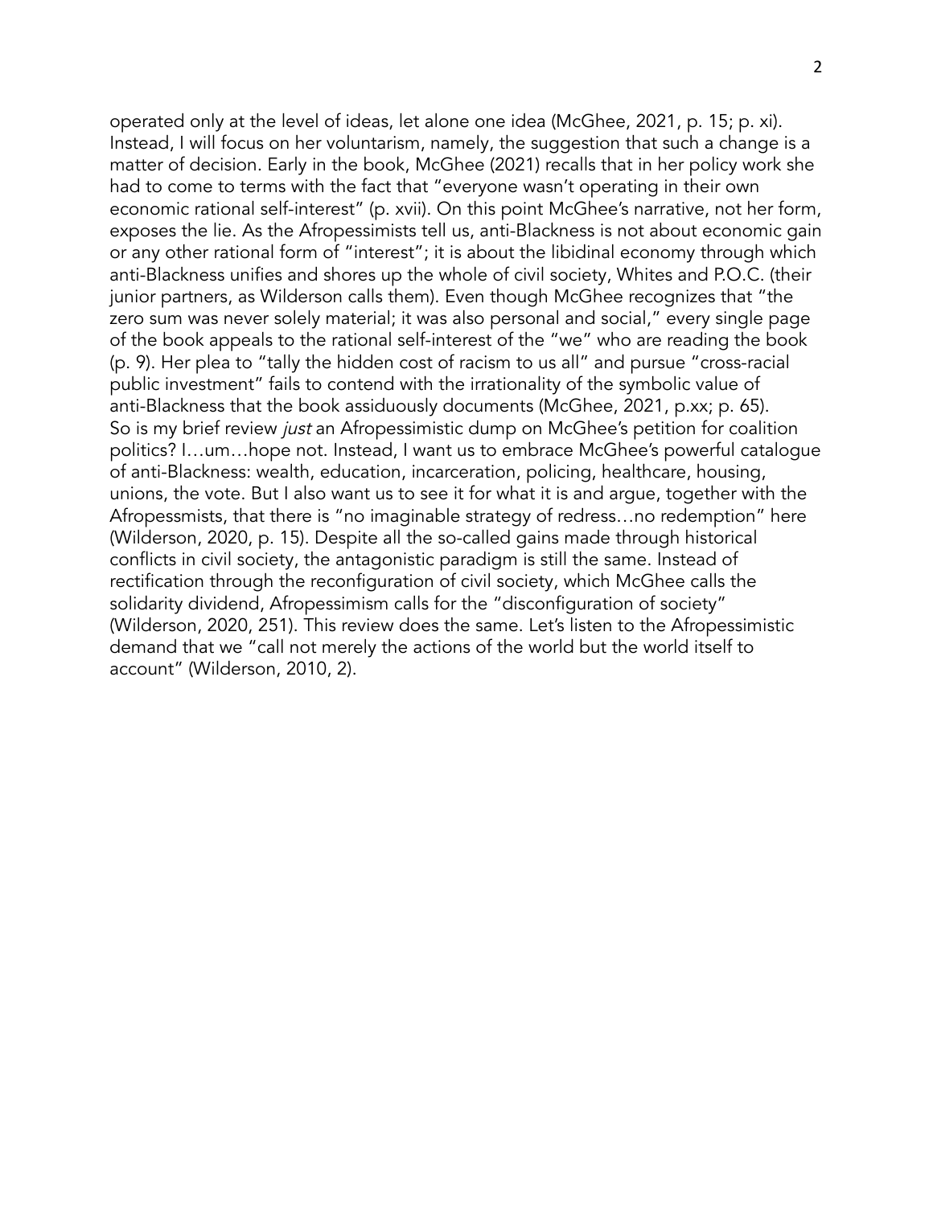operated only at the level of ideas, let alone one idea (McGhee, 2021, p. 15; p. xi). Instead, I will focus on her voluntarism, namely, the suggestion that such a change is a matter of decision. Early in the book, McGhee (2021) recalls that in her policy work she had to come to terms with the fact that "everyone wasn't operating in their own economic rational self-interest" (p. xvii). On this point McGhee's narrative, not her form, exposes the lie. As the Afropessimists tell us, anti-Blackness is not about economic gain or any other rational form of "interest"; it is about the libidinal economy through which anti-Blackness unifies and shores up the whole of civil society, Whites and P.O.C. (their junior partners, as Wilderson calls them). Even though McGhee recognizes that "the zero sum was never solely material; it was also personal and social," every single page of the book appeals to the rational self-interest of the "we" who are reading the book (p. 9). Her plea to "tally the hidden cost of racism to us all" and pursue "cross-racial public investment" fails to contend with the irrationality of the symbolic value of anti-Blackness that the book assiduously documents (McGhee, 2021, p.xx; p. 65).
So is my brief review *just* an Afropessimistic dump on McGhee's petition for coalition politics? I…um…hope not. Instead, I want us to embrace McGhee's powerful catalogue of anti-Blackness: wealth, education, incarceration, policing, healthcare, housing, unions, the vote. But I also want us to see it for what it is and argue, together with the Afropessmists, that there is "no imaginable strategy of redress…no redemption" here (Wilderson, 2020, p. 15). Despite all the so-called gains made through historical conflicts in civil society, the antagonistic paradigm is still the same. Instead of rectification through the reconfiguration of civil society, which McGhee calls the solidarity dividend, Afropessimism calls for the "disconfiguration of society" (Wilderson, 2020, 251). This review does the same. Let's listen to the Afropessimistic demand that we "call not merely the actions of the world but the world itself to account" (Wilderson, 2010, 2).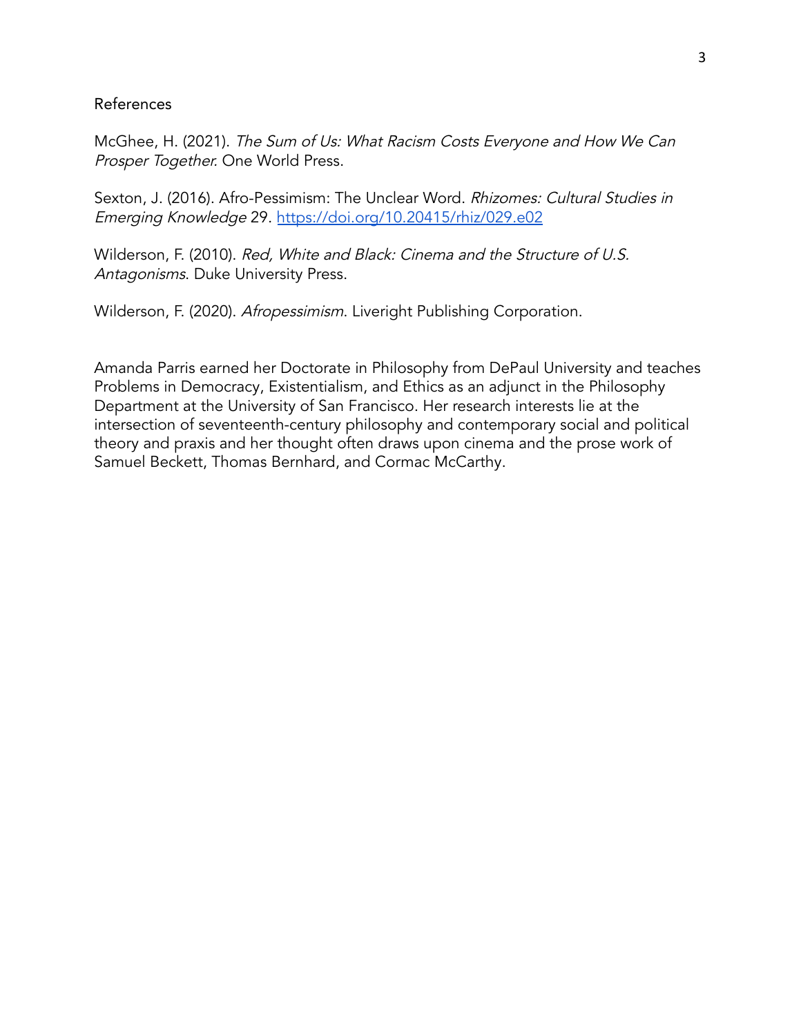## References

McGhee, H. (2021). *The Sum of Us: What Racism Costs Everyone and How We Can Prosper Together.* One World Press.

Sexton, J. (2016). Afro-Pessimism: The Unclear Word. *Rhizomes: Cultural Studies in Emerging Knowledge* 29. https://doi.org/10.20415/rhiz/029.e02

Wilderson, F. (2010). *Red, White and Black: Cinema and the Structure of U.S. Antagonisms*. Duke University Press.

Wilderson, F. (2020). *Afropessimism*. Liveright Publishing Corporation.

Amanda Parris earned her Doctorate in Philosophy from DePaul University and teaches Problems in Democracy, Existentialism, and Ethics as an adjunct in the Philosophy Department at the University of San Francisco. Her research interests lie at the intersection of seventeenth-century philosophy and contemporary social and political theory and praxis and her thought often draws upon cinema and the prose work of Samuel Beckett, Thomas Bernhard, and Cormac McCarthy.